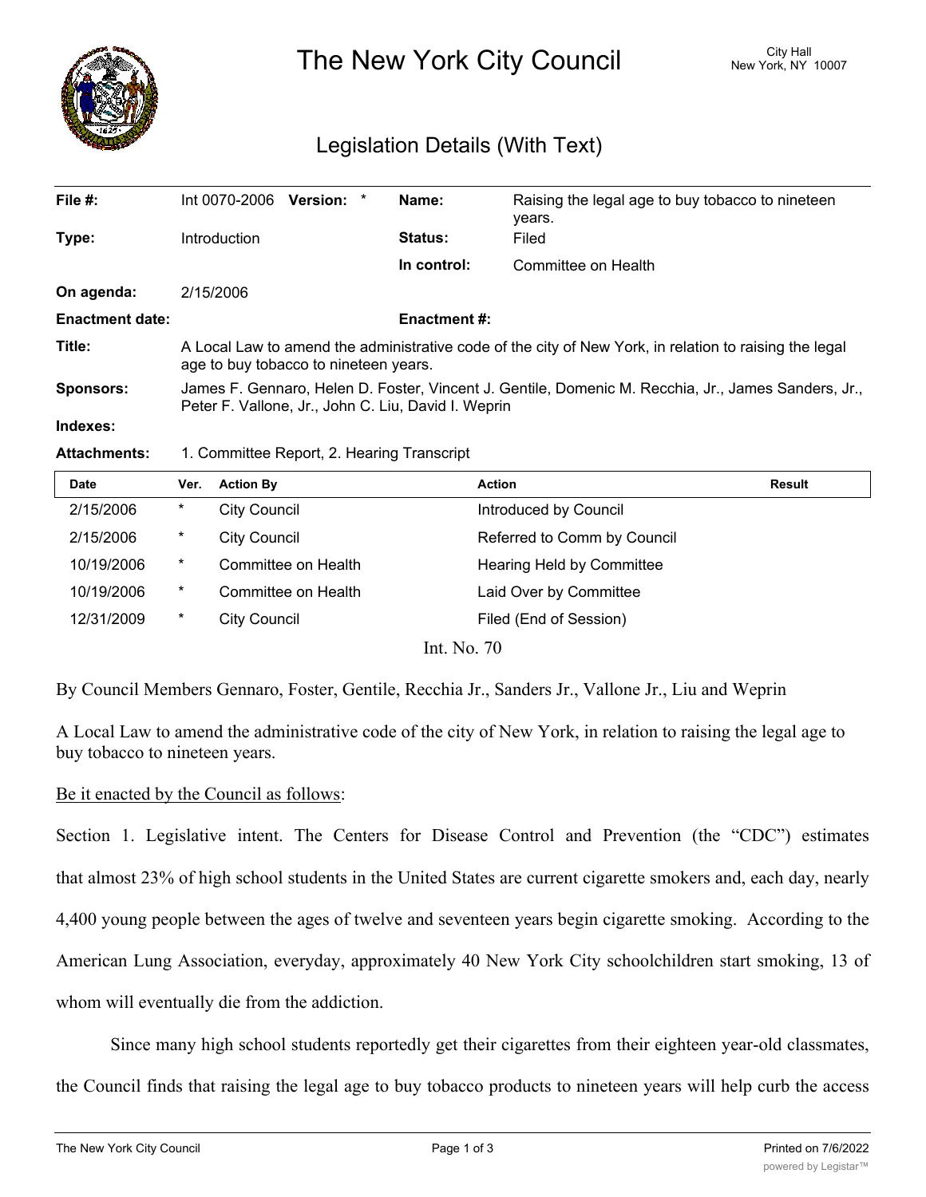# The New York City Council

City Hall
New York, NY 10007

## Legislation Details (With Text)

| | | | |
|---|---|---|---|
| **File #:** | Int 0070-2006 **Version:** * | **Name:** | Raising the legal age to buy tobacco to nineteen years. |
| **Type:** | Introduction | **Status:** | Filed |
| | | **In control:** | Committee on Health |
| **On agenda:** | 2/15/2006 | | |
| **Enactment date:** | | **Enactment #:** | |

**Title:** A Local Law to amend the administrative code of the city of New York, in relation to raising the legal age to buy tobacco to nineteen years.

**Sponsors:** James F. Gennaro, Helen D. Foster, Vincent J. Gentile, Domenic M. Recchia, Jr., James Sanders, Jr., Peter F. Vallone, Jr., John C. Liu, David I. Weprin

**Indexes:**

**Attachments:** 1. Committee Report, 2. Hearing Transcript

| Date | Ver. | Action By | Action | Result |
|---|---|---|---|---|
| 2/15/2006 | * | City Council | Introduced by Council | |
| 2/15/2006 | * | City Council | Referred to Comm by Council | |
| 10/19/2006 | * | Committee on Health | Hearing Held by Committee | |
| 10/19/2006 | * | Committee on Health | Laid Over by Committee | |
| 12/31/2009 | * | City Council | Filed (End of Session) | |

Int. No. 70

By Council Members Gennaro, Foster, Gentile, Recchia Jr., Sanders Jr., Vallone Jr., Liu and Weprin

A Local Law to amend the administrative code of the city of New York, in relation to raising the legal age to buy tobacco to nineteen years.

Be it enacted by the Council as follows:

Section 1. Legislative intent. The Centers for Disease Control and Prevention (the "CDC") estimates that almost 23% of high school students in the United States are current cigarette smokers and, each day, nearly 4,400 young people between the ages of twelve and seventeen years begin cigarette smoking. According to the American Lung Association, everyday, approximately 40 New York City schoolchildren start smoking, 13 of whom will eventually die from the addiction.

Since many high school students reportedly get their cigarettes from their eighteen year-old classmates, the Council finds that raising the legal age to buy tobacco products to nineteen years will help curb the access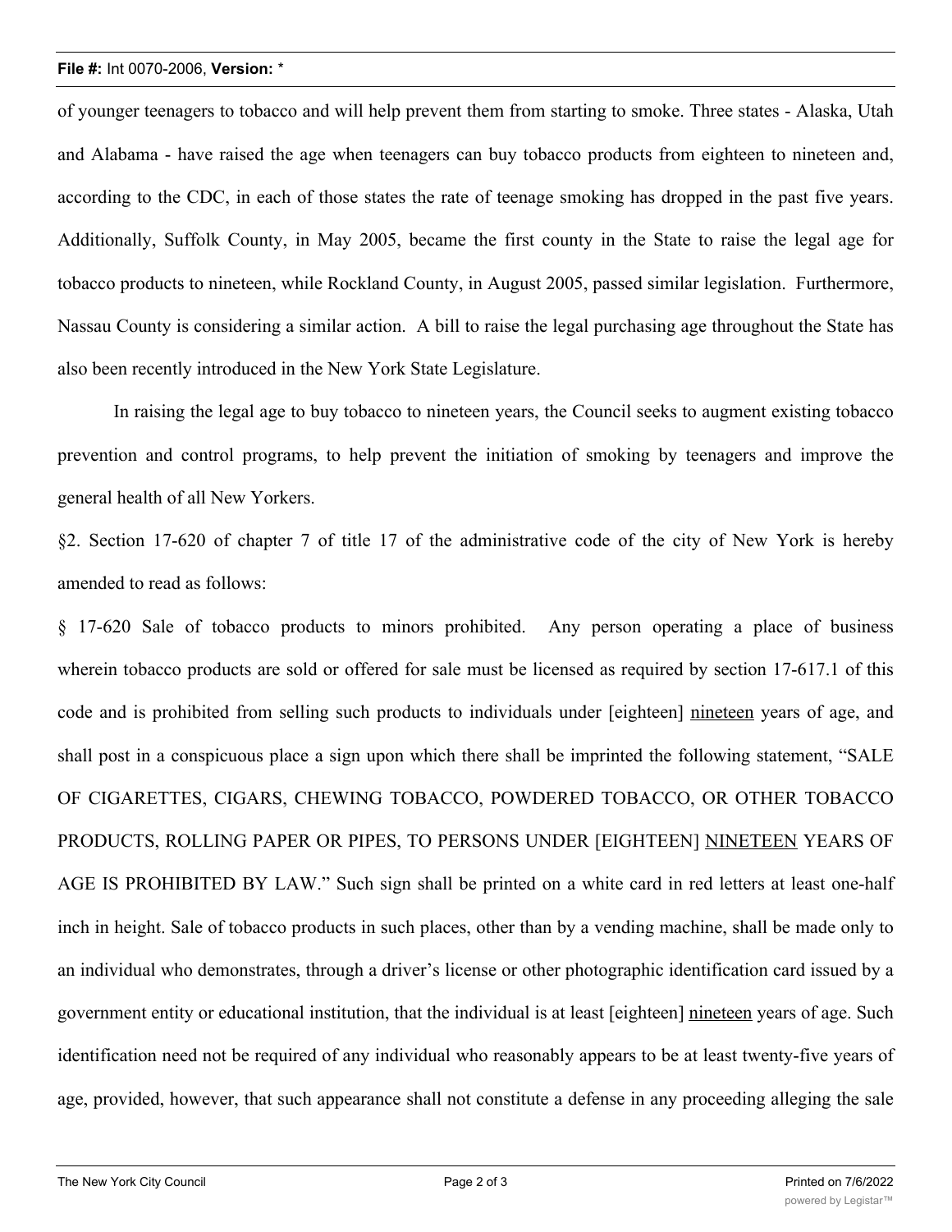of younger teenagers to tobacco and will help prevent them from starting to smoke. Three states - Alaska, Utah and Alabama - have raised the age when teenagers can buy tobacco products from eighteen to nineteen and, according to the CDC, in each of those states the rate of teenage smoking has dropped in the past five years. Additionally, Suffolk County, in May 2005, became the first county in the State to raise the legal age for tobacco products to nineteen, while Rockland County, in August 2005, passed similar legislation. Furthermore, Nassau County is considering a similar action. A bill to raise the legal purchasing age throughout the State has also been recently introduced in the New York State Legislature.

In raising the legal age to buy tobacco to nineteen years, the Council seeks to augment existing tobacco prevention and control programs, to help prevent the initiation of smoking by teenagers and improve the general health of all New Yorkers.

§2. Section 17-620 of chapter 7 of title 17 of the administrative code of the city of New York is hereby amended to read as follows:

§ 17-620 Sale of tobacco products to minors prohibited. Any person operating a place of business wherein tobacco products are sold or offered for sale must be licensed as required by section 17-617.1 of this code and is prohibited from selling such products to individuals under [eighteen] <u>nineteen</u> years of age, and shall post in a conspicuous place a sign upon which there shall be imprinted the following statement, "SALE OF CIGARETTES, CIGARS, CHEWING TOBACCO, POWDERED TOBACCO, OR OTHER TOBACCO PRODUCTS, ROLLING PAPER OR PIPES, TO PERSONS UNDER [EIGHTEEN] <u>NINETEEN</u> YEARS OF AGE IS PROHIBITED BY LAW." Such sign shall be printed on a white card in red letters at least one-half inch in height. Sale of tobacco products in such places, other than by a vending machine, shall be made only to an individual who demonstrates, through a driver's license or other photographic identification card issued by a government entity or educational institution, that the individual is at least [eighteen] <u>nineteen</u> years of age. Such identification need not be required of any individual who reasonably appears to be at least twenty-five years of age, provided, however, that such appearance shall not constitute a defense in any proceeding alleging the sale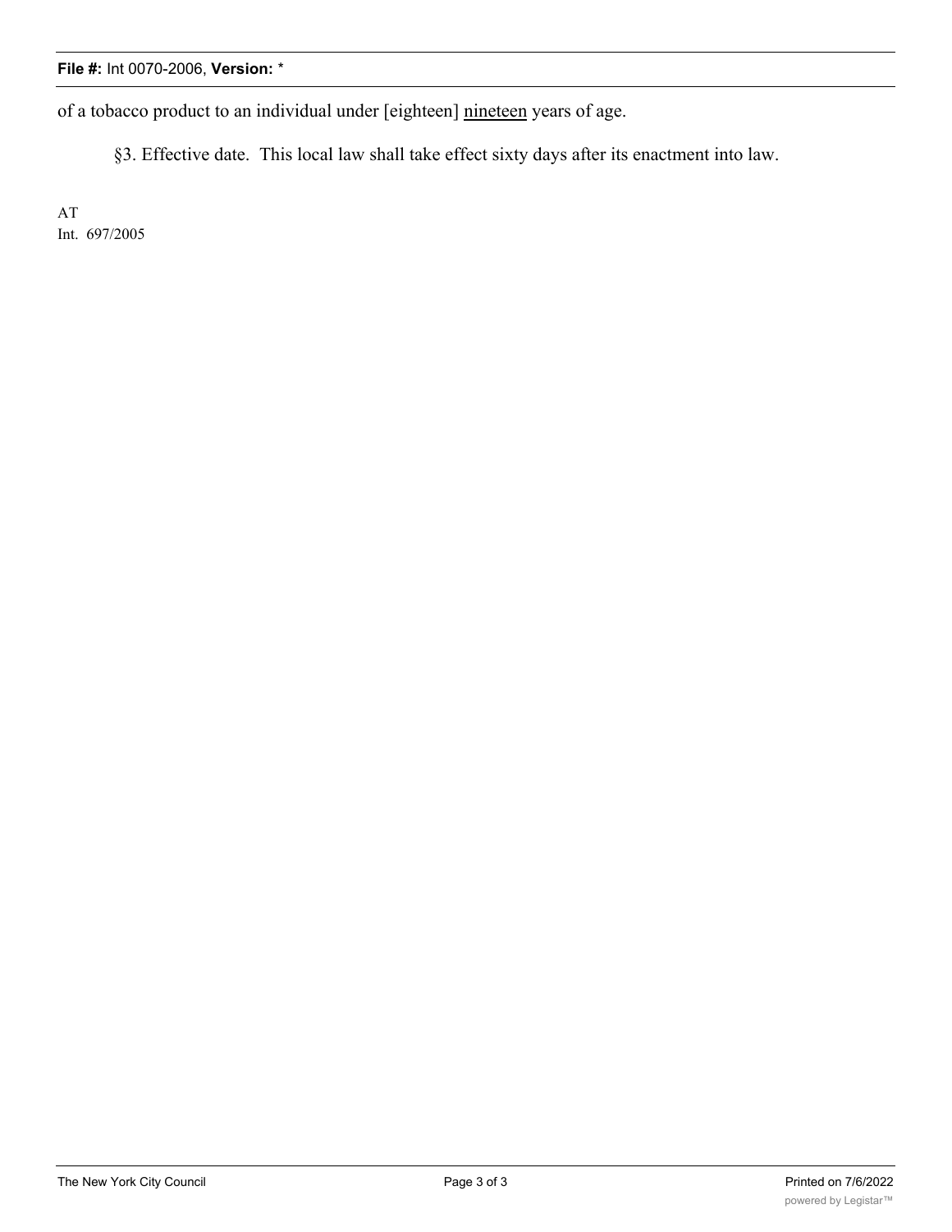of a tobacco product to an individual under [eighteen] <u>nineteen</u> years of age.

§3. Effective date. This local law shall take effect sixty days after its enactment into law.

AT
Int. 697/2005